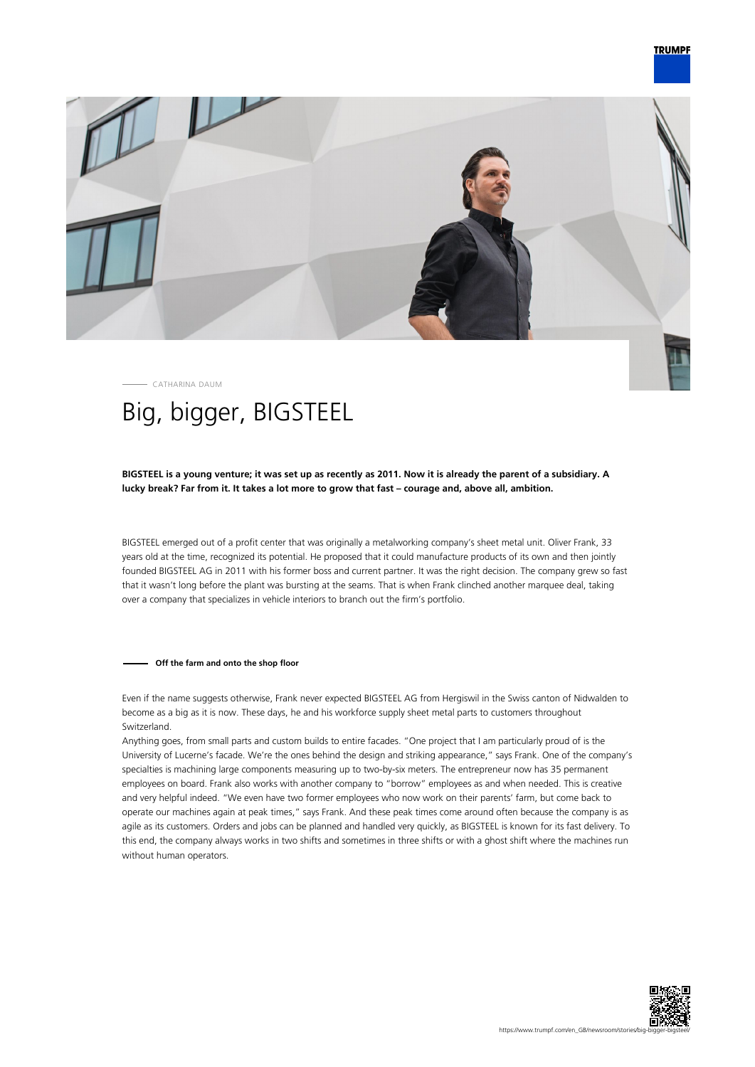CATHARINA DAUM

# Big, bigger, BIGSTEEL

**BIGSTEEL is a young venture; it was set up as recently as 2011. Now it is already the parent of a subsidiary. A lucky break? Far from it. It takes a lot more to grow that fast – courage and, above all, ambition.**

BIGSTEEL emerged out of a profit center that was originally a metalworking company's sheet metal unit. Oliver Frank, 33 years old at the time, recognized its potential. He proposed that it could manufacture products of its own and then jointly founded BIGSTEEL AG in 2011 with his former boss and current partner. It was the right decision. The company grew so fast that it wasn't long before the plant was bursting at the seams. That is when Frank clinched another marquee deal, taking over a company that specializes in vehicle interiors to branch out the firm's portfolio.

## Off the farm and onto the shop floor

Even if the name suggests otherwise, Frank never expected BIGSTEEL AG from Hergiswil in the Swiss canton of Nidwalden to become as a big as it is now. These days, he and his workforce supply sheet metal parts to customers throughout Switzerland.

Anything goes, from small parts and custom builds to entire facades. "One project that I am particularly proud of is the University of Lucerne's facade. We're the ones behind the design and striking appearance," says Frank. One of the company's specialties is machining large components measuring up to two-by-six meters. The entrepreneur now has 35 permanent employees on board. Frank also works with another company to "borrow" employees as and when needed. This is creative and very helpful indeed. "We even have two former employees who now work on their parents' farm, but come back to operate our machines again at peak times," says Frank. And these peak times come around often because the company is as agile as its customers. Orders and jobs can be planned and handled very quickly, as BIGSTEEL is known for its fast delivery. To this end, the company always works in two shifts and sometimes in three shifts or with a ghost shift where the machines run without human operators.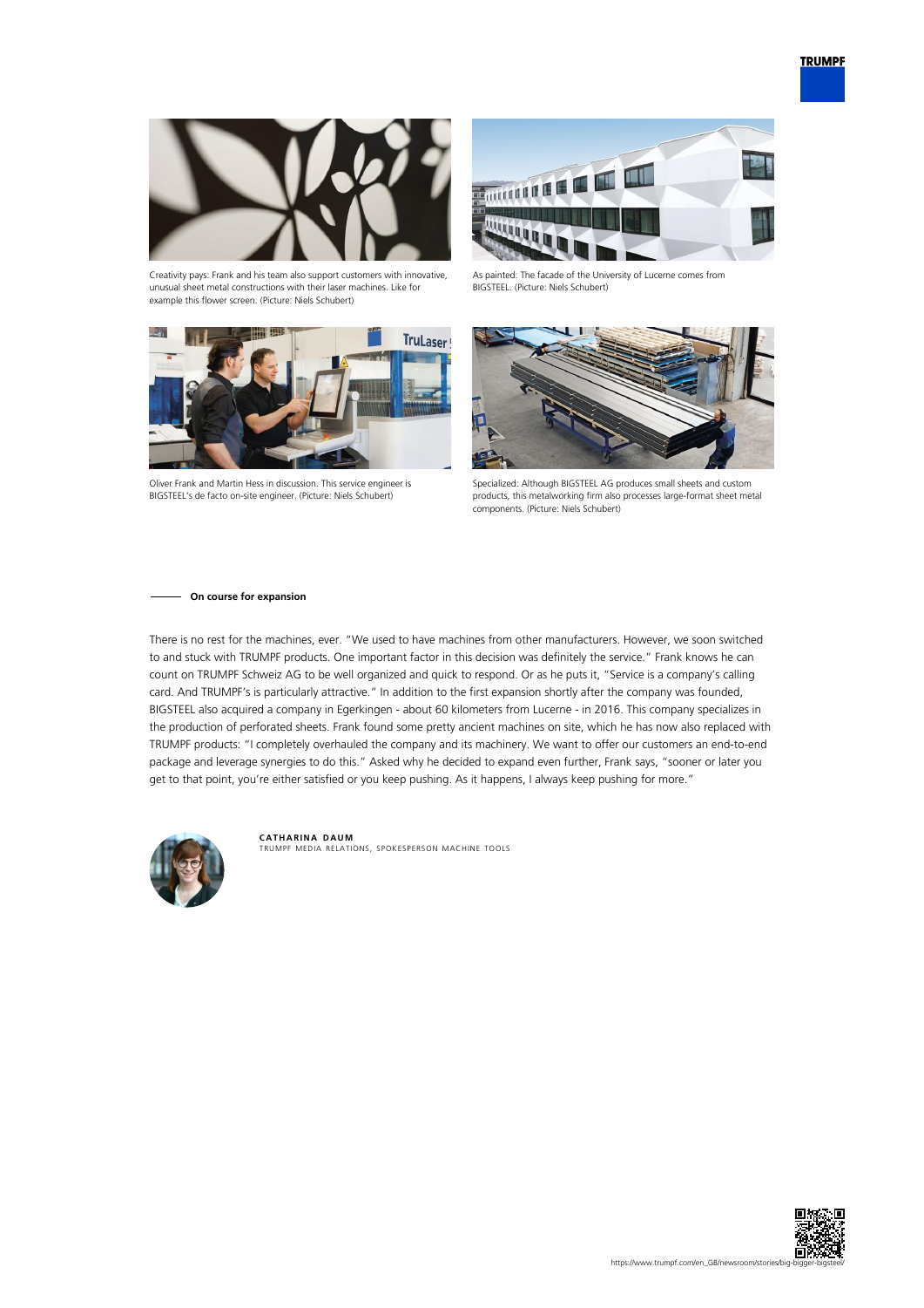Creativity pays: Frank and his team also support customers with innovative, unusual sheet metal constructions with their laser machines. Like for example this flower screen. (Picture: Niels Schubert)

As painted: The facade of the University of Lucerne comes from BIGSTEEL. (Picture: Niels Schubert)

Oliver Frank and Martin Hess in discussion. This service engineer is BIGSTEEL's de facto on-site engineer. (Picture: Niels Schubert)

Specialized: Although BIGSTEEL AG produces small sheets and custom products, this metalworking firm also processes large-format sheet metal components. (Picture: Niels Schubert)

## On course for expansion

There is no rest for the machines, ever. "We used to have machines from other manufacturers. However, we soon switched to and stuck with TRUMPF products. One important factor in this decision was definitely the service." Frank knows he can count on TRUMPF Schweiz AG to be well organized and quick to respond. Or as he puts it, "Service is a company's calling card. And TRUMPF's is particularly attractive." In addition to the first expansion shortly after the company was founded, BIGSTEEL also acquired a company in Egerkingen - about 60 kilometers from Lucerne - in 2016. This company specializes in the production of perforated sheets. Frank found some pretty ancient machines on site, which he has now also replaced with TRUMPF products: "I completely overhauled the company and its machinery. We want to offer our customers an end-to-end package and leverage synergies to do this." Asked why he decided to expand even further, Frank says, "sooner or later you get to that point, you're either satisfied or you keep pushing. As it happens, I always keep pushing for more."

**CATHARINA DAUM**
TRUMPF MEDIA RELATIONS, SPOKESPERSON MACHINE TOOLS

https://www.trumpf.com/en_GB/newsroom/stories/big-bigger-bigsteel/